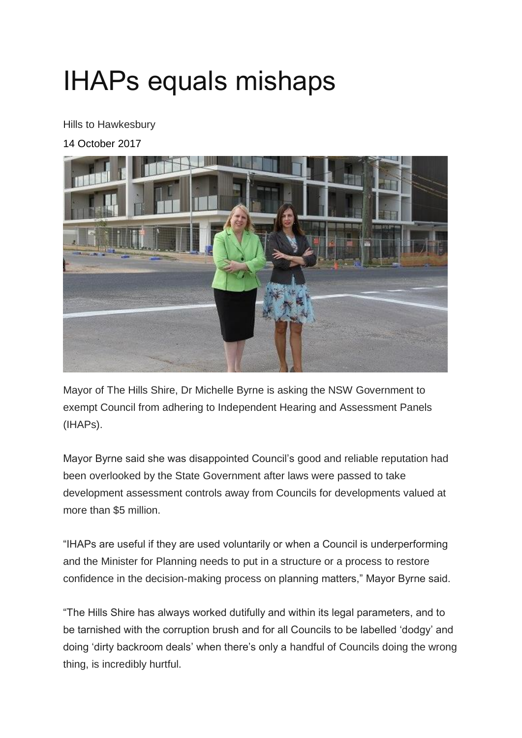# IHAPs equals mishaps

Hills to Hawkesbury

14 October 2017

Mayor of The Hills Shire, Dr Michelle Byrne is asking the NSW Government to exempt Council from adhering to Independent Hearing and Assessment Panels (IHAPs).

Mayor Byrne said she was disappointed Council's good and reliable reputation had been overlooked by the State Government after laws were passed to take development assessment controls away from Councils for developments valued at more than $5 million.

"IHAPs are useful if they are used voluntarily or when a Council is underperforming and the Minister for Planning needs to put in a structure or a process to restore confidence in the decision-making process on planning matters," Mayor Byrne said.

"The Hills Shire has always worked dutifully and within its legal parameters, and to be tarnished with the corruption brush and for all Councils to be labelled 'dodgy' and doing 'dirty backroom deals' when there's only a handful of Councils doing the wrong thing, is incredibly hurtful.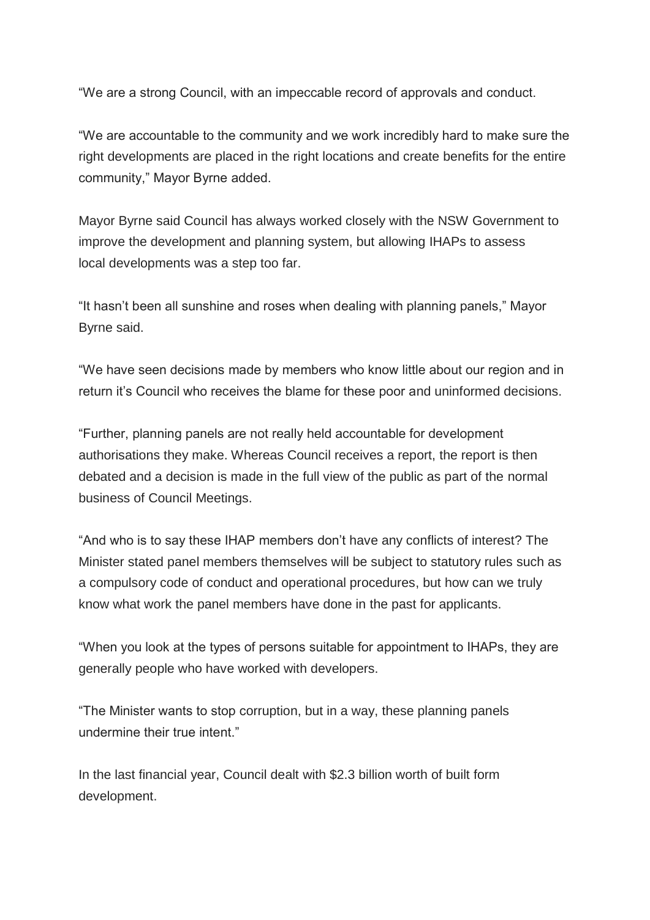"We are a strong Council, with an impeccable record of approvals and conduct.

"We are accountable to the community and we work incredibly hard to make sure the right developments are placed in the right locations and create benefits for the entire community," Mayor Byrne added.

Mayor Byrne said Council has always worked closely with the NSW Government to improve the development and planning system, but allowing IHAPs to assess local developments was a step too far.

"It hasn't been all sunshine and roses when dealing with planning panels," Mayor Byrne said.

"We have seen decisions made by members who know little about our region and in return it's Council who receives the blame for these poor and uninformed decisions.

"Further, planning panels are not really held accountable for development authorisations they make. Whereas Council receives a report, the report is then debated and a decision is made in the full view of the public as part of the normal business of Council Meetings.

"And who is to say these IHAP members don't have any conflicts of interest? The Minister stated panel members themselves will be subject to statutory rules such as a compulsory code of conduct and operational procedures, but how can we truly know what work the panel members have done in the past for applicants.

"When you look at the types of persons suitable for appointment to IHAPs, they are generally people who have worked with developers.

"The Minister wants to stop corruption, but in a way, these planning panels undermine their true intent."

In the last financial year, Council dealt with $2.3 billion worth of built form development.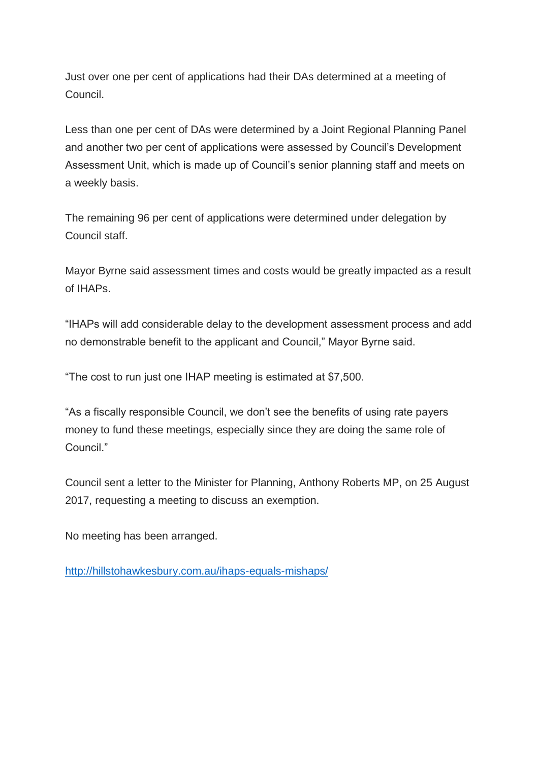Just over one per cent of applications had their DAs determined at a meeting of Council.

Less than one per cent of DAs were determined by a Joint Regional Planning Panel and another two per cent of applications were assessed by Council's Development Assessment Unit, which is made up of Council's senior planning staff and meets on a weekly basis.

The remaining 96 per cent of applications were determined under delegation by Council staff.

Mayor Byrne said assessment times and costs would be greatly impacted as a result of IHAPs.

"IHAPs will add considerable delay to the development assessment process and add no demonstrable benefit to the applicant and Council," Mayor Byrne said.

"The cost to run just one IHAP meeting is estimated at $7,500.

"As a fiscally responsible Council, we don't see the benefits of using rate payers money to fund these meetings, especially since they are doing the same role of Council."

Council sent a letter to the Minister for Planning, Anthony Roberts MP, on 25 August 2017, requesting a meeting to discuss an exemption.

No meeting has been arranged.

http://hillstohawkesbury.com.au/ihaps-equals-mishaps/